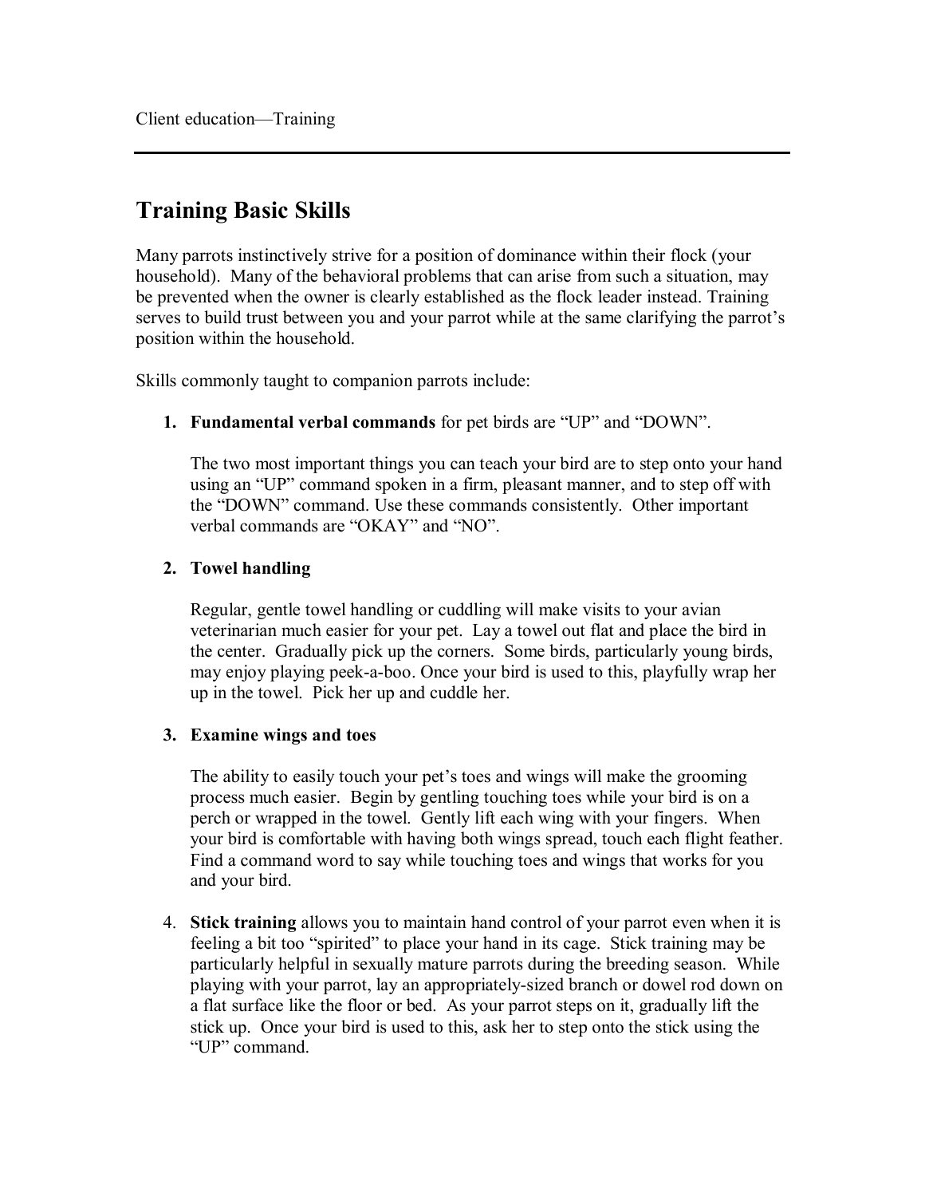Client education—Training

# Training Basic Skills

Many parrots instinctively strive for a position of dominance within their flock (your household). Many of the behavioral problems that can arise from such a situation, may be prevented when the owner is clearly established as the flock leader instead. Training serves to build trust between you and your parrot while at the same clarifying the parrot's position within the household.

Skills commonly taught to companion parrots include:

1. **Fundamental verbal commands** for pet birds are "UP" and "DOWN".

   The two most important things you can teach your bird are to step onto your hand using an "UP" command spoken in a firm, pleasant manner, and to step off with the "DOWN" command. Use these commands consistently. Other important verbal commands are "OKAY" and "NO".

2. **Towel handling**

   Regular, gentle towel handling or cuddling will make visits to your avian veterinarian much easier for your pet. Lay a towel out flat and place the bird in the center. Gradually pick up the corners. Some birds, particularly young birds, may enjoy playing peek-a-boo. Once your bird is used to this, playfully wrap her up in the towel. Pick her up and cuddle her.

3. **Examine wings and toes**

   The ability to easily touch your pet's toes and wings will make the grooming process much easier. Begin by gentling touching toes while your bird is on a perch or wrapped in the towel. Gently lift each wing with your fingers. When your bird is comfortable with having both wings spread, touch each flight feather. Find a command word to say while touching toes and wings that works for you and your bird.

4. **Stick training** allows you to maintain hand control of your parrot even when it is feeling a bit too "spirited" to place your hand in its cage. Stick training may be particularly helpful in sexually mature parrots during the breeding season. While playing with your parrot, lay an appropriately-sized branch or dowel rod down on a flat surface like the floor or bed. As your parrot steps on it, gradually lift the stick up. Once your bird is used to this, ask her to step onto the stick using the "UP" command.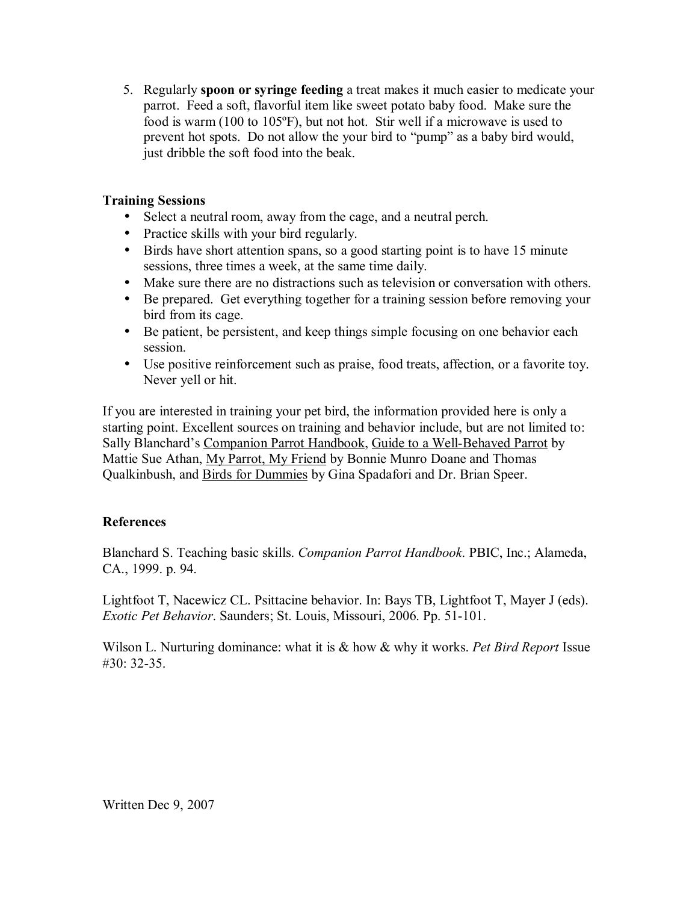5. Regularly **spoon or syringe feeding** a treat makes it much easier to medicate your parrot. Feed a soft, flavorful item like sweet potato baby food. Make sure the food is warm (100 to 105ºF), but not hot. Stir well if a microwave is used to prevent hot spots. Do not allow the your bird to "pump" as a baby bird would, just dribble the soft food into the beak.

**Training Sessions**

- Select a neutral room, away from the cage, and a neutral perch.
- Practice skills with your bird regularly.
- Birds have short attention spans, so a good starting point is to have 15 minute sessions, three times a week, at the same time daily.
- Make sure there are no distractions such as television or conversation with others.
- Be prepared. Get everything together for a training session before removing your bird from its cage.
- Be patient, be persistent, and keep things simple focusing on one behavior each session.
- Use positive reinforcement such as praise, food treats, affection, or a favorite toy. Never yell or hit.

If you are interested in training your pet bird, the information provided here is only a starting point. Excellent sources on training and behavior include, but are not limited to: Sally Blanchard's Companion Parrot Handbook, Guide to a Well-Behaved Parrot by Mattie Sue Athan, My Parrot, My Friend by Bonnie Munro Doane and Thomas Qualkinbush, and Birds for Dummies by Gina Spadafori and Dr. Brian Speer.

**References**

Blanchard S. Teaching basic skills. *Companion Parrot Handbook*. PBIC, Inc.; Alameda, CA., 1999. p. 94.

Lightfoot T, Nacewicz CL. Psittacine behavior. In: Bays TB, Lightfoot T, Mayer J (eds). *Exotic Pet Behavior*. Saunders; St. Louis, Missouri, 2006. Pp. 51-101.

Wilson L. Nurturing dominance: what it is & how & why it works. *Pet Bird Report* Issue #30: 32-35.

Written Dec 9, 2007